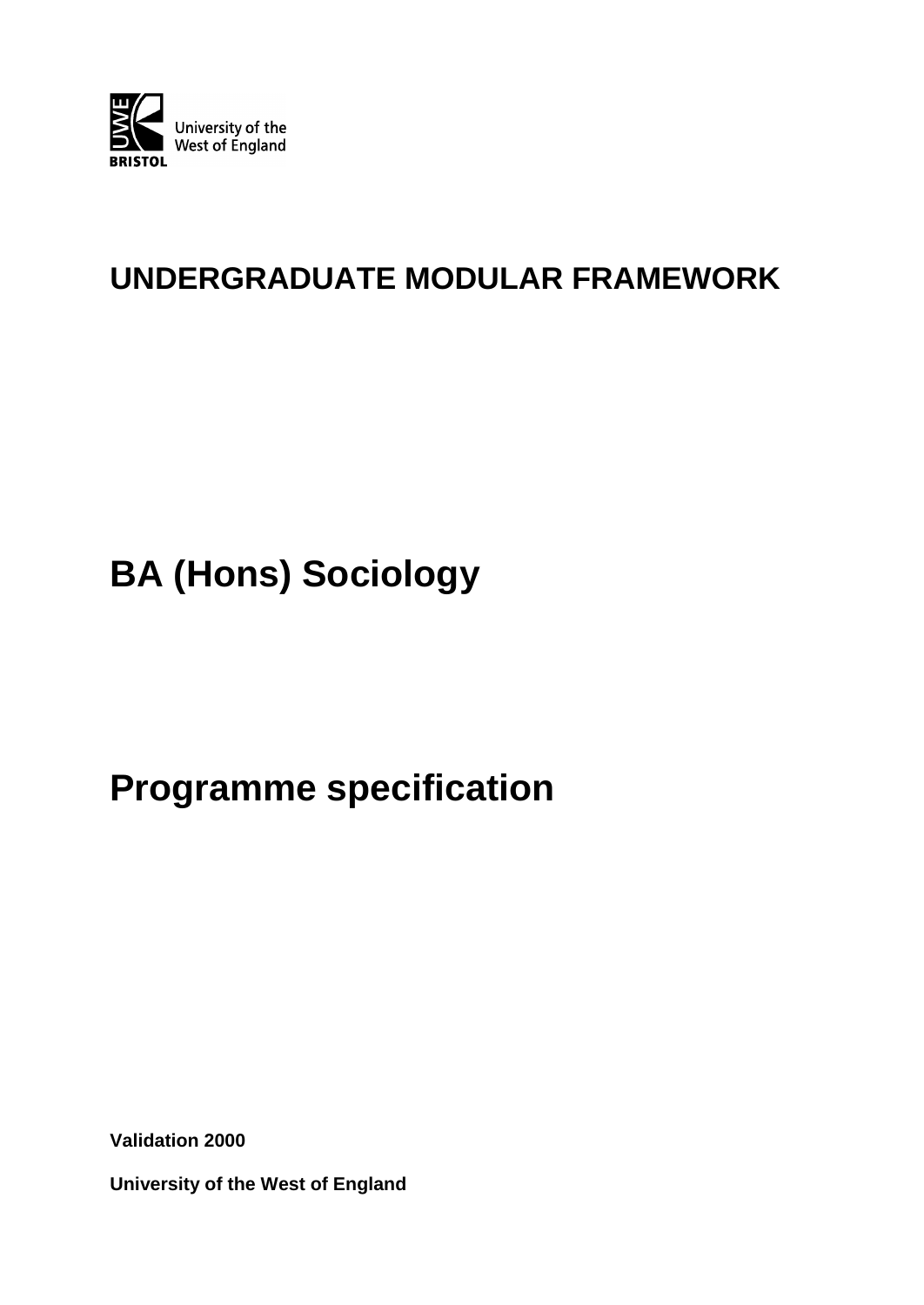University of the West of England

BRISTOL

# UNDERGRADUATE MODULAR FRAMEWORK

# BA (Hons) Sociology

# Programme specification

**Validation 2000**

**University of the West of England**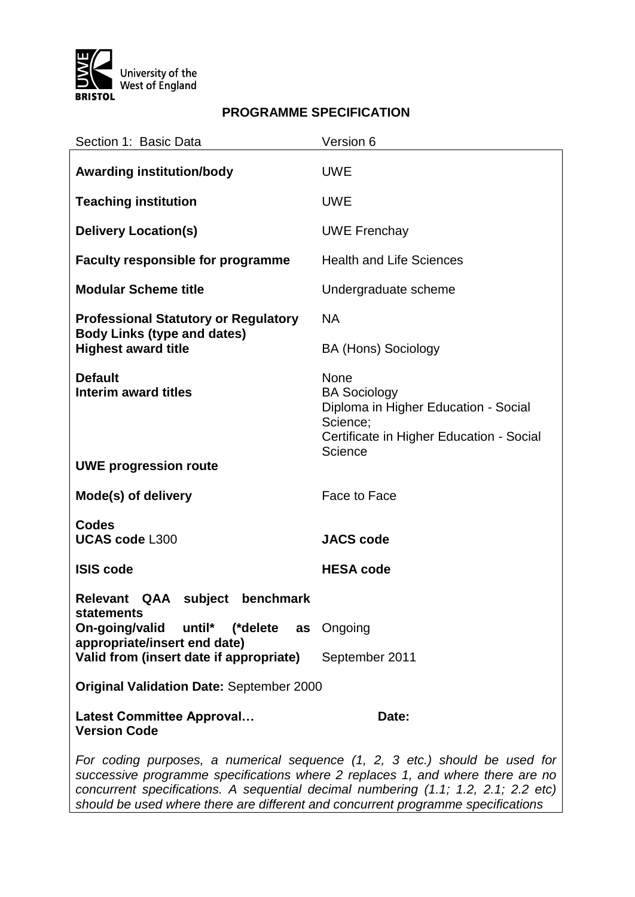University of the West of England
BRISTOL

## PROGRAMME SPECIFICATION

| Section 1: Basic Data | Version 6 |
|---|---|
| **Awarding institution/body** | UWE |
| **Teaching institution** | UWE |
| **Delivery Location(s)** | UWE Frenchay |
| **Faculty responsible for programme** | Health and Life Sciences |
| **Modular Scheme title** | Undergraduate scheme |
| **Professional Statutory or Regulatory Body Links (type and dates)** | NA |
| **Highest award title** | BA (Hons) Sociology |
| **Default** | None |
| **Interim award titles** | BA Sociology<br>Diploma in Higher Education - Social Science;<br>Certificate in Higher Education - Social Science |
| **UWE progression route** | |
| **Mode(s) of delivery** | Face to Face |
| **Codes**<br>**UCAS code** L300 | **JACS code** |
| **ISIS code** | **HESA code** |
| **Relevant QAA subject benchmark statements** | |
| **On-going/valid until\* (\*delete as appropriate/insert end date)** | Ongoing |
| **Valid from (insert date if appropriate)** | September 2011 |
| **Original Validation Date:** September 2000 | |
| **Latest Committee Approval…**<br>**Version Code** | **Date:** |

*For coding purposes, a numerical sequence (1, 2, 3 etc.) should be used for successive programme specifications where 2 replaces 1, and where there are no concurrent specifications. A sequential decimal numbering (1.1; 1.2, 2.1; 2.2 etc) should be used where there are different and concurrent programme specifications*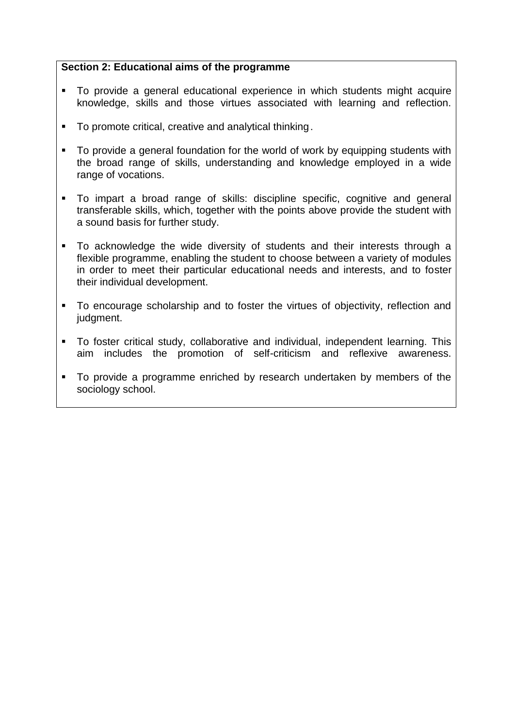**Section 2: Educational aims of the programme**

- To provide a general educational experience in which students might acquire knowledge, skills and those virtues associated with learning and reflection.
- To promote critical, creative and analytical thinking.
- To provide a general foundation for the world of work by equipping students with the broad range of skills, understanding and knowledge employed in a wide range of vocations.
- To impart a broad range of skills: discipline specific, cognitive and general transferable skills, which, together with the points above provide the student with a sound basis for further study.
- To acknowledge the wide diversity of students and their interests through a flexible programme, enabling the student to choose between a variety of modules in order to meet their particular educational needs and interests, and to foster their individual development.
- To encourage scholarship and to foster the virtues of objectivity, reflection and judgment.
- To foster critical study, collaborative and individual, independent learning. This aim includes the promotion of self-criticism and reflexive awareness.
- To provide a programme enriched by research undertaken by members of the sociology school.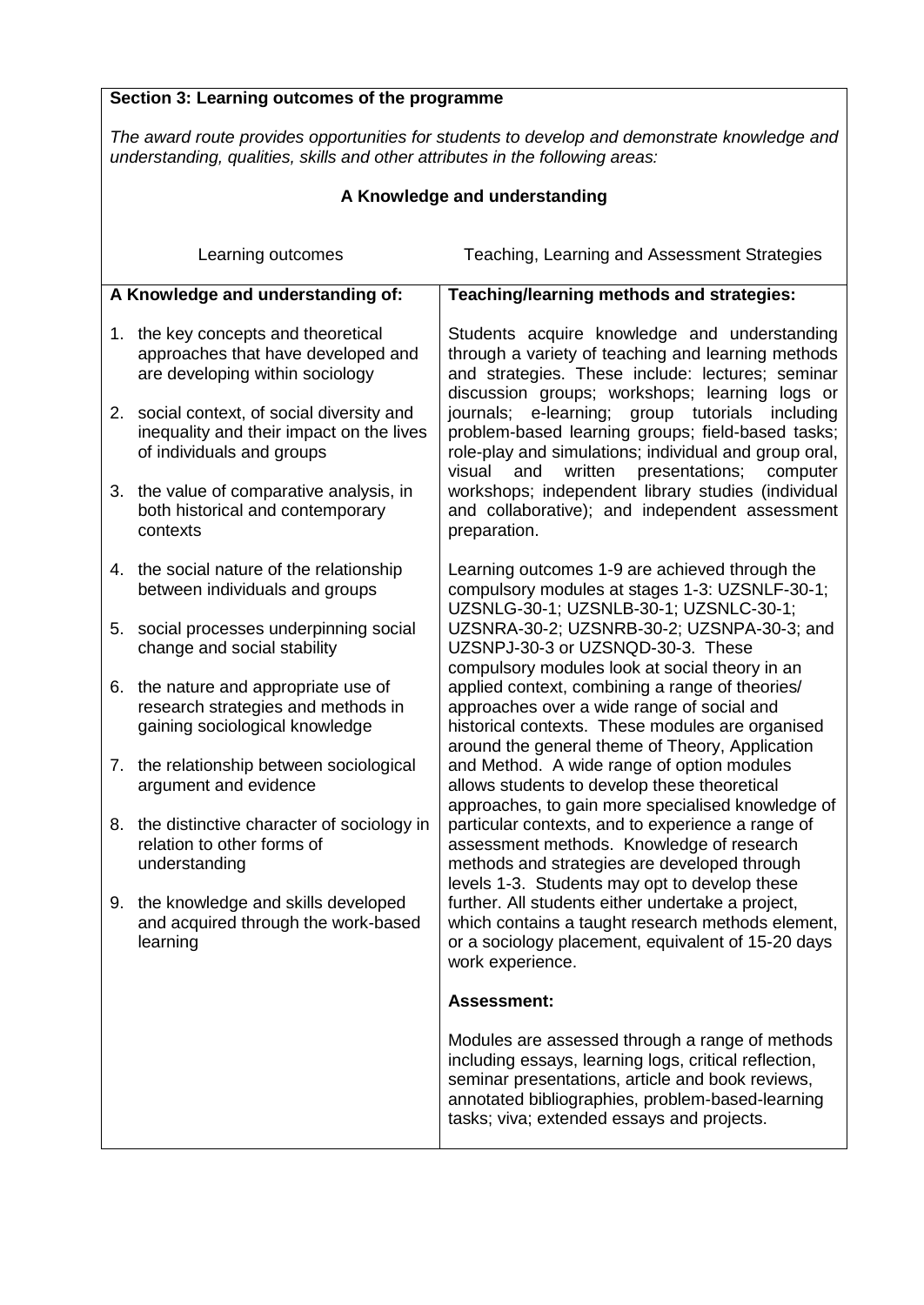**Section 3: Learning outcomes of the programme**

*The award route provides opportunities for students to develop and demonstrate knowledge and understanding, qualities, skills and other attributes in the following areas:*

### A Knowledge and understanding

| Learning outcomes | Teaching, Learning and Assessment Strategies |
|---|---|
| **A Knowledge and understanding of:**<br><br>1. the key concepts and theoretical approaches that have developed and are developing within sociology<br><br>2. social context, of social diversity and inequality and their impact on the lives of individuals and groups<br><br>3. the value of comparative analysis, in both historical and contemporary contexts<br><br>4. the social nature of the relationship between individuals and groups<br><br>5. social processes underpinning social change and social stability<br><br>6. the nature and appropriate use of research strategies and methods in gaining sociological knowledge<br><br>7. the relationship between sociological argument and evidence<br><br>8. the distinctive character of sociology in relation to other forms of understanding<br><br>9. the knowledge and skills developed and acquired through the work-based learning | **Teaching/learning methods and strategies:**<br><br>Students acquire knowledge and understanding through a variety of teaching and learning methods and strategies. These include: lectures; seminar discussion groups; workshops; learning logs or journals; e-learning; group tutorials including problem-based learning groups; field-based tasks; role-play and simulations; individual and group oral, visual and written presentations; computer workshops; independent library studies (individual and collaborative); and independent assessment preparation.<br><br>Learning outcomes 1-9 are achieved through the compulsory modules at stages 1-3: UZSNLF-30-1; UZSNLG-30-1; UZSNLB-30-1; UZSNLC-30-1; UZSNRA-30-2; UZSNRB-30-2; UZSNPA-30-3; and UZSNPJ-30-3 or UZSNQD-30-3. These compulsory modules look at social theory in an applied context, combining a range of theories/ approaches over a wide range of social and historical contexts. These modules are organised around the general theme of Theory, Application and Method. A wide range of option modules allows students to develop these theoretical approaches, to gain more specialised knowledge of particular contexts, and to experience a range of assessment methods. Knowledge of research methods and strategies are developed through levels 1-3. Students may opt to develop these further. All students either undertake a project, which contains a taught research methods element, or a sociology placement, equivalent of 15-20 days work experience.<br><br>**Assessment:**<br><br>Modules are assessed through a range of methods including essays, learning logs, critical reflection, seminar presentations, article and book reviews, annotated bibliographies, problem-based-learning tasks; viva; extended essays and projects. |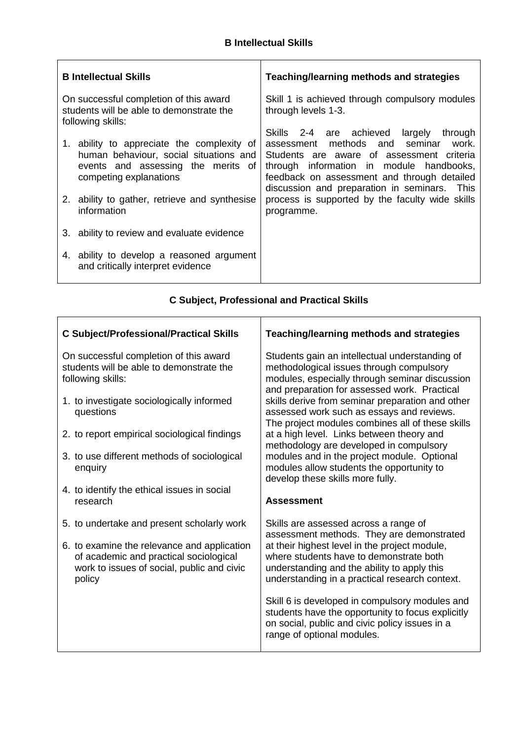### B Intellectual Skills

| B Intellectual Skills | Teaching/learning methods and strategies |
|---|---|
| On successful completion of this award students will be able to demonstrate the following skills:<br><br>1. ability to appreciate the complexity of human behaviour, social situations and events and assessing the merits of competing explanations<br><br>2. ability to gather, retrieve and synthesise information<br><br>3. ability to review and evaluate evidence<br><br>4. ability to develop a reasoned argument and critically interpret evidence | Skill 1 is achieved through compulsory modules through levels 1-3.<br><br>Skills 2-4 are achieved largely through assessment methods and seminar work. Students are aware of assessment criteria through information in module handbooks, feedback on assessment and through detailed discussion and preparation in seminars. This process is supported by the faculty wide skills programme. |

### C Subject, Professional and Practical Skills

| C Subject/Professional/Practical Skills | Teaching/learning methods and strategies |
|---|---|
| On successful completion of this award students will be able to demonstrate the following skills:<br><br>1. to investigate sociologically informed questions<br><br>2. to report empirical sociological findings<br><br>3. to use different methods of sociological enquiry<br><br>4. to identify the ethical issues in social research<br><br>5. to undertake and present scholarly work<br><br>6. to examine the relevance and application of academic and practical sociological work to issues of social, public and civic policy | Students gain an intellectual understanding of methodological issues through compulsory modules, especially through seminar discussion and preparation for assessed work. Practical skills derive from seminar preparation and other assessed work such as essays and reviews. The project modules combines all of these skills at a high level. Links between theory and methodology are developed in compulsory modules and in the project module. Optional modules allow students the opportunity to develop these skills more fully.<br><br>**Assessment**<br><br>Skills are assessed across a range of assessment methods. They are demonstrated at their highest level in the project module, where students have to demonstrate both understanding and the ability to apply this understanding in a practical research context.<br><br>Skill 6 is developed in compulsory modules and students have the opportunity to focus explicitly on social, public and civic policy issues in a range of optional modules. |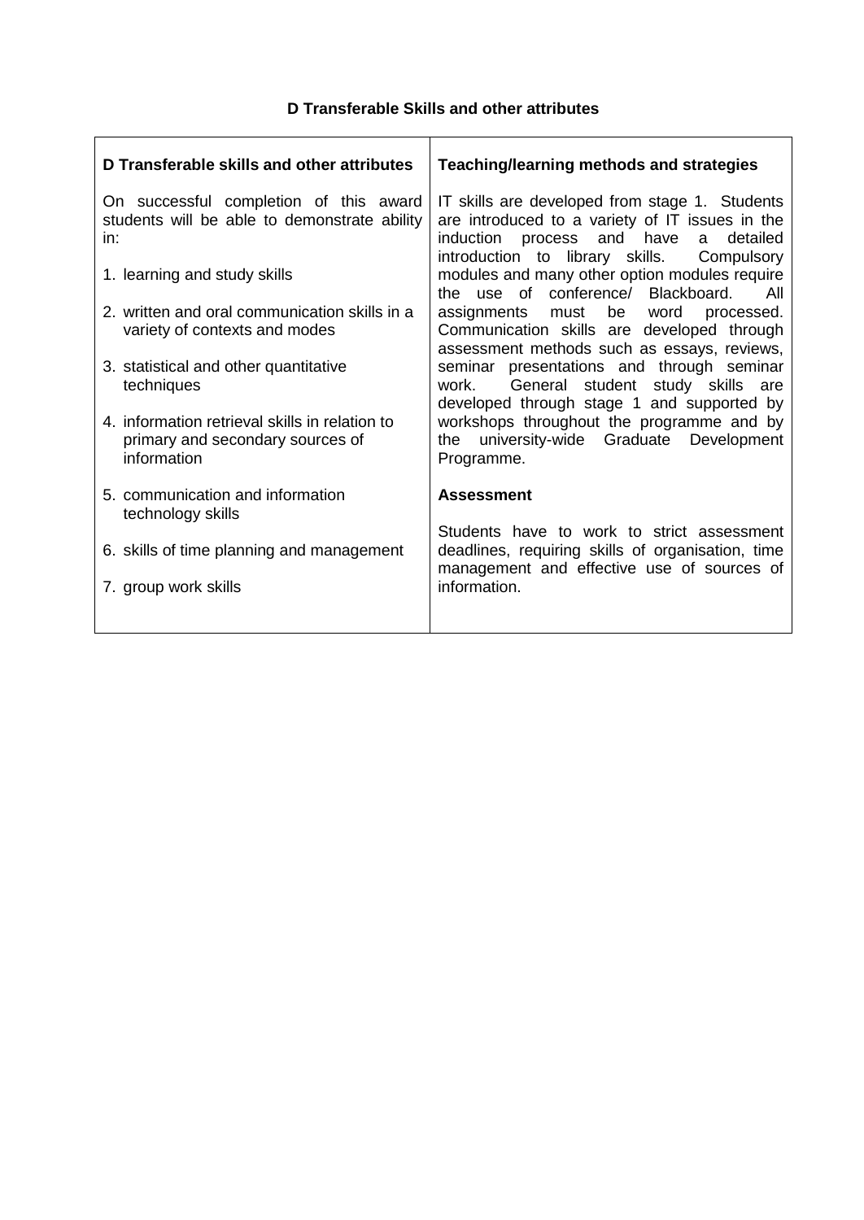**D Transferable Skills and other attributes**

| D Transferable skills and other attributes | Teaching/learning methods and strategies |
|---|---|
| On successful completion of this award students will be able to demonstrate ability in:<br><br>1. learning and study skills<br>2. written and oral communication skills in a variety of contexts and modes<br>3. statistical and other quantitative techniques<br>4. information retrieval skills in relation to primary and secondary sources of information<br>5. communication and information technology skills<br>6. skills of time planning and management<br>7. group work skills | IT skills are developed from stage 1. Students are introduced to a variety of IT issues in the induction process and have a detailed introduction to library skills. Compulsory modules and many other option modules require the use of conference/ Blackboard. All assignments must be word processed. Communication skills are developed through assessment methods such as essays, reviews, seminar presentations and through seminar work. General student study skills are developed through stage 1 and supported by workshops throughout the programme and by the university-wide Graduate Development Programme.<br><br>**Assessment**<br><br>Students have to work to strict assessment deadlines, requiring skills of organisation, time management and effective use of sources of information. |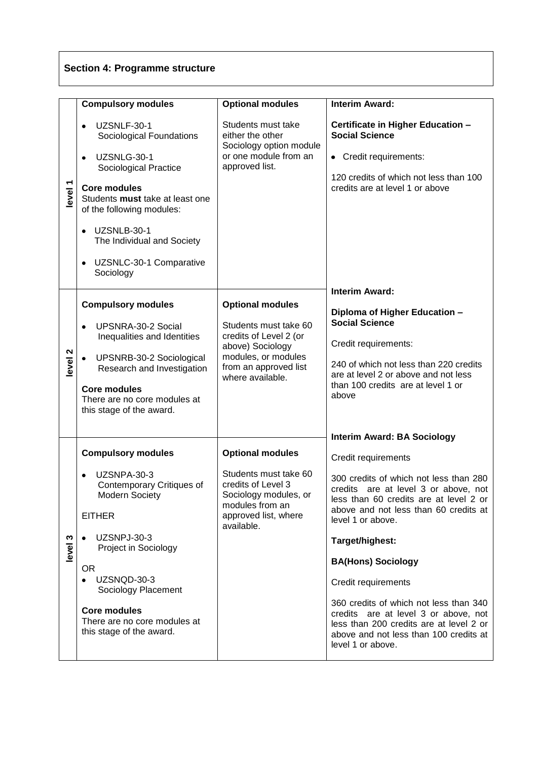## Section 4: Programme structure

| | Compulsory modules | Optional modules | Interim Award: |
|---|---|---|---|
| level 1 | • UZSNLF-30-1 Sociological Foundations<br><br>• UZSNLG-30-1 Sociological Practice<br><br>**Core modules**<br>Students **must** take at least one of the following modules:<br><br>• UZSNLB-30-1 The Individual and Society<br><br>• UZSNLC-30-1 Comparative Sociology | Students must take either the other Sociology option module or one module from an approved list. | **Certificate in Higher Education – Social Science**<br><br>• Credit requirements:<br><br>120 credits of which not less than 100 credits are at level 1 or above |
| level 2 | **Compulsory modules**<br><br>• UPSNRA-30-2 Social Inequalities and Identities<br><br>• UPSNRB-30-2 Sociological Research and Investigation<br><br>**Core modules**<br>There are no core modules at this stage of the award. | **Optional modules**<br><br>Students must take 60 credits of Level 2 (or above) Sociology modules, or modules from an approved list where available. | **Interim Award:**<br><br>**Diploma of Higher Education – Social Science**<br><br>Credit requirements:<br><br>240 of which not less than 220 credits are at level 2 or above and not less than 100 credits are at level 1 or above |
| level 3 | **Compulsory modules**<br><br>• UZSNPA-30-3 Contemporary Critiques of Modern Society<br><br>EITHER<br><br>• UZSNPJ-30-3 Project in Sociology<br><br>OR<br>• UZSNQD-30-3 Sociology Placement<br><br>**Core modules**<br>There are no core modules at this stage of the award. | **Optional modules**<br><br>Students must take 60 credits of Level 3 Sociology modules, or modules from an approved list, where available. | **Interim Award: BA Sociology**<br><br>Credit requirements<br><br>300 credits of which not less than 280 credits are at level 3 or above, not less than 60 credits are at level 2 or above and not less than 60 credits at level 1 or above.<br><br>**Target/highest:**<br><br>**BA(Hons) Sociology**<br><br>Credit requirements<br><br>360 credits of which not less than 340 credits are at level 3 or above, not less than 200 credits are at level 2 or above and not less than 100 credits at level 1 or above. |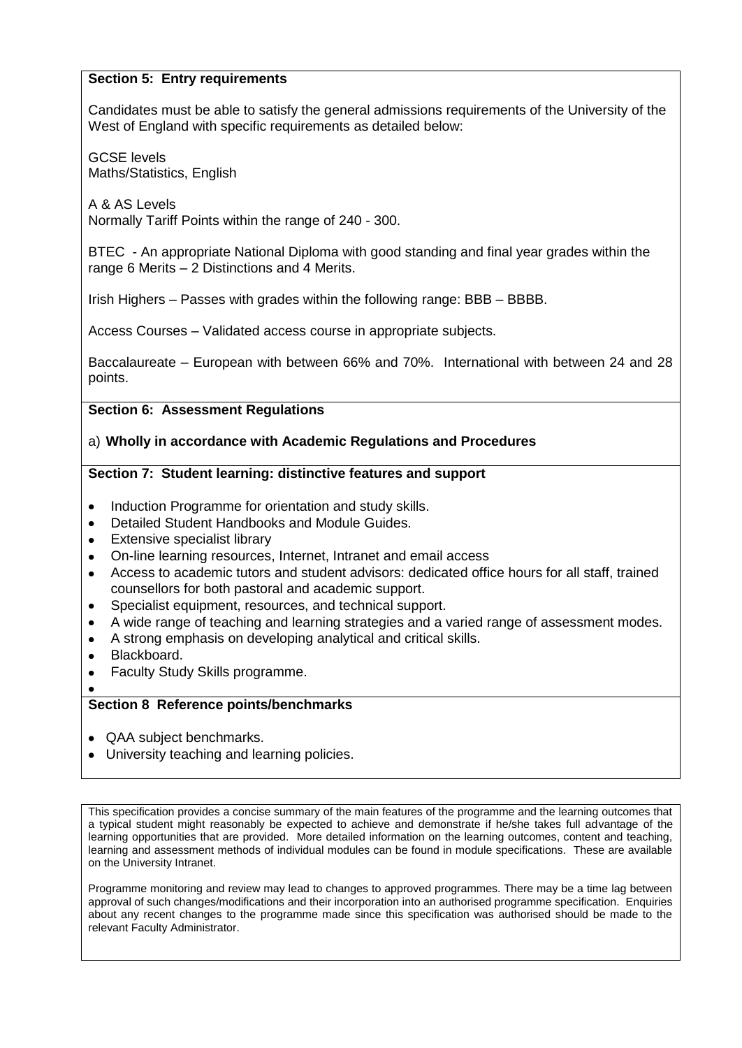**Section 5: Entry requirements**

Candidates must be able to satisfy the general admissions requirements of the University of the West of England with specific requirements as detailed below:

GCSE levels
Maths/Statistics, English

A & AS Levels
Normally Tariff Points within the range of 240 - 300.

BTEC - An appropriate National Diploma with good standing and final year grades within the range 6 Merits – 2 Distinctions and 4 Merits.

Irish Highers – Passes with grades within the following range: BBB – BBBB.

Access Courses – Validated access course in appropriate subjects.

Baccalaureate – European with between 66% and 70%. International with between 24 and 28 points.

**Section 6: Assessment Regulations**

a) **Wholly in accordance with Academic Regulations and Procedures**

**Section 7: Student learning: distinctive features and support**

- Induction Programme for orientation and study skills.
- Detailed Student Handbooks and Module Guides.
- Extensive specialist library
- On-line learning resources, Internet, Intranet and email access
- Access to academic tutors and student advisors: dedicated office hours for all staff, trained counsellors for both pastoral and academic support.
- Specialist equipment, resources, and technical support.
- A wide range of teaching and learning strategies and a varied range of assessment modes.
- A strong emphasis on developing analytical and critical skills.
- Blackboard.
- Faculty Study Skills programme.

**Section 8 Reference points/benchmarks**

- QAA subject benchmarks.
- University teaching and learning policies.

This specification provides a concise summary of the main features of the programme and the learning outcomes that a typical student might reasonably be expected to achieve and demonstrate if he/she takes full advantage of the learning opportunities that are provided. More detailed information on the learning outcomes, content and teaching, learning and assessment methods of individual modules can be found in module specifications. These are available on the University Intranet.

Programme monitoring and review may lead to changes to approved programmes. There may be a time lag between approval of such changes/modifications and their incorporation into an authorised programme specification. Enquiries about any recent changes to the programme made since this specification was authorised should be made to the relevant Faculty Administrator.